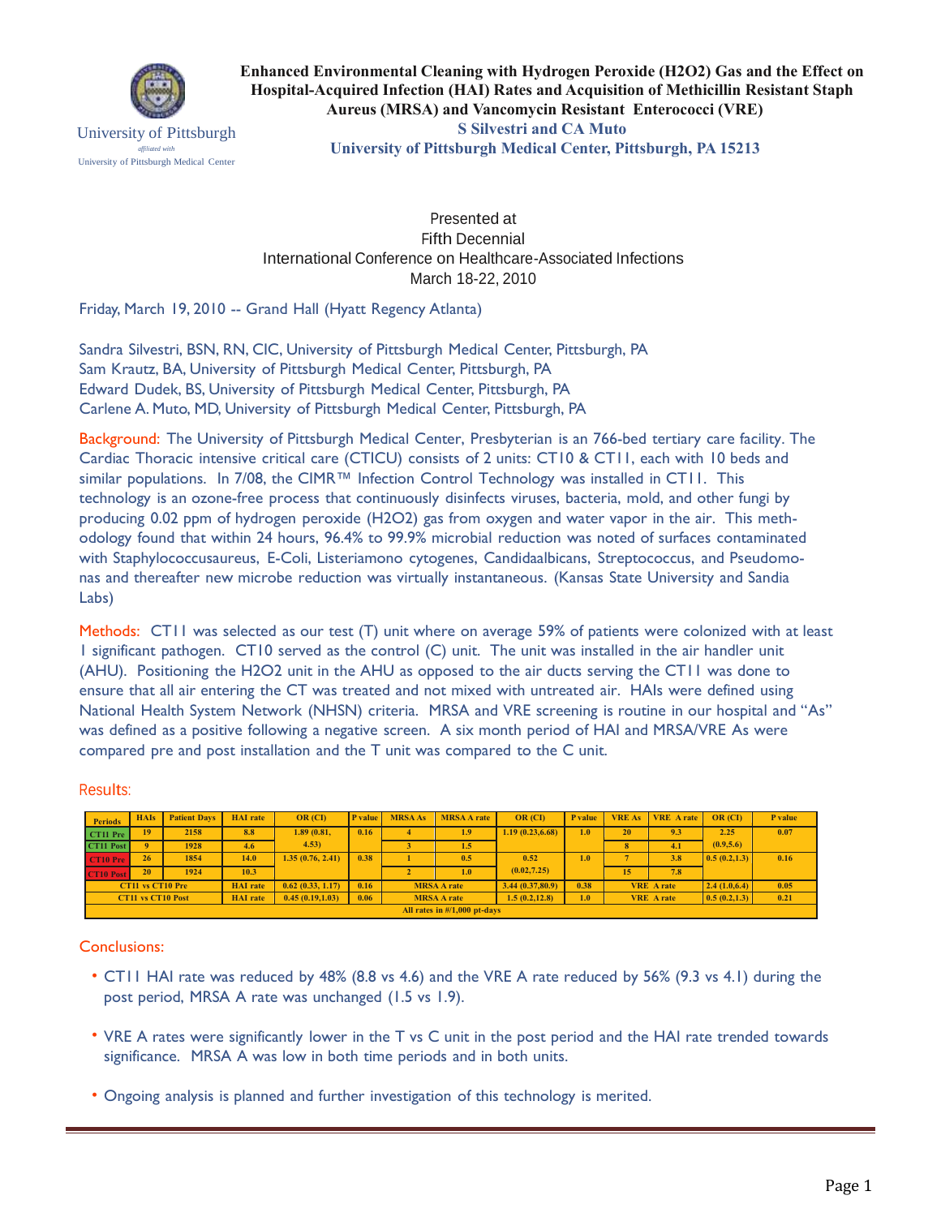University of Pittsburgh

*affiliated with*

University of Pittsburgh Medical Center

# Enhanced Environmental Cleaning with Hydrogen Peroxide (H2O2) Gas and the Effect on Hospital-Acquired Infection (HAI) Rates and Acquisition of Methicillin Resistant Staph Aureus (MRSA) and Vancomycin Resistant Enterococci (VRE)

**S Silvestri and CA Muto**

**University of Pittsburgh Medical Center, Pittsburgh, PA 15213**

Presented at
Fifth Decennial
International Conference on Healthcare-Associated Infections
March 18-22, 2010

Friday, March 19, 2010 -- Grand Hall (Hyatt Regency Atlanta)

Sandra Silvestri, BSN, RN, CIC, University of Pittsburgh Medical Center, Pittsburgh, PA
Sam Krautz, BA, University of Pittsburgh Medical Center, Pittsburgh, PA
Edward Dudek, BS, University of Pittsburgh Medical Center, Pittsburgh, PA
Carlene A. Muto, MD, University of Pittsburgh Medical Center, Pittsburgh, PA

**Background:** The University of Pittsburgh Medical Center, Presbyterian is an 766-bed tertiary care facility. The Cardiac Thoracic intensive critical care (CTICU) consists of 2 units: CT10 & CT11, each with 10 beds and similar populations. In 7/08, the CIMR™ Infection Control Technology was installed in CT11. This technology is an ozone-free process that continuously disinfects viruses, bacteria, mold, and other fungi by producing 0.02 ppm of hydrogen peroxide (H2O2) gas from oxygen and water vapor in the air. This methodology found that within 24 hours, 96.4% to 99.9% microbial reduction was noted of surfaces contaminated with Staphylococcusaureus, E-Coli, Listeriamono cytogenes, Candidaalbicans, Streptococcus, and Pseudomonas and thereafter new microbe reduction was virtually instantaneous. (Kansas State University and Sandia Labs)

**Methods:** CT11 was selected as our test (T) unit where on average 59% of patients were colonized with at least 1 significant pathogen. CT10 served as the control (C) unit. The unit was installed in the air handler unit (AHU). Positioning the H2O2 unit in the AHU as opposed to the air ducts serving the CT11 was done to ensure that all air entering the CT was treated and not mixed with untreated air. HAIs were defined using National Health System Network (NHSN) criteria. MRSA and VRE screening is routine in our hospital and "As" was defined as a positive following a negative screen. A six month period of HAI and MRSA/VRE As were compared pre and post installation and the T unit was compared to the C unit.

**Results:**

| Periods | HAIs | Patient Days | HAI rate | OR (CI) | P value | MRSA As | MRSA A rate | OR (CI) | P value | VRE As | VRE A rate | OR (CI) | P value |
|---|---|---|---|---|---|---|---|---|---|---|---|---|---|
| CT11 Pre | 19 | 2158 | 8.8 | 1.89 (0.81, 4.53) | 0.16 | 4 | 1.9 | 1.19 (0.23,6.68) | 1.0 | 20 | 9.3 | 2.25 (0.9,5.6) | 0.07 |
| CT11 Post | 9 | 1928 | 4.6 | | | 3 | 1.5 | | | 8 | 4.1 | | |
| CT10 Pre | 26 | 1854 | 14.0 | 1.35 (0.76, 2.41) | 0.38 | 1 | 0.5 | 0.52 (0.02,7.25) | 1.0 | 7 | 3.8 | 0.5 (0.2,1.3) | 0.16 |
| CT10 Post | 20 | 1924 | 10.3 | | | 2 | 1.0 | | | 15 | 7.8 | | |
| CT11 vs CT10 Pre | | | HAI rate | 0.62 (0.33, 1.17) | 0.16 | MRSA A rate | | 3.44 (0.37,80.9) | 0.38 | VRE A rate | | 2.4 (1.0,6.4) | 0.05 |
| CT11 vs CT10 Post | | | HAI rate | 0.45 (0.19,1.03) | 0.06 | MRSA A rate | | 1.5 (0.2,12.8) | 1.0 | VRE A rate | | 0.5 (0.2,1.3) | 0.21 |
| All rates in #/1,000 pt-days | | | | | | | | | | | | | |

**Conclusions:**

- CT11 HAI rate was reduced by 48% (8.8 vs 4.6) and the VRE A rate reduced by 56% (9.3 vs 4.1) during the post period, MRSA A rate was unchanged (1.5 vs 1.9).
- VRE A rates were significantly lower in the T vs C unit in the post period and the HAI rate trended towards significance. MRSA A was low in both time periods and in both units.
- Ongoing analysis is planned and further investigation of this technology is merited.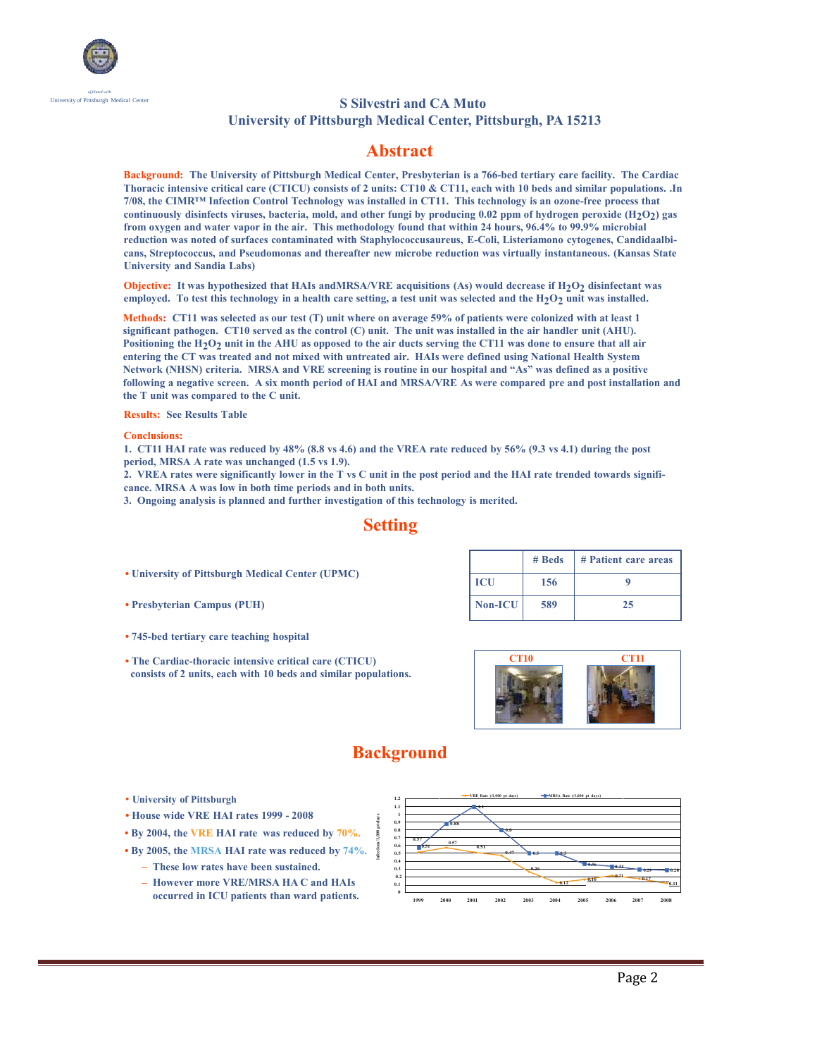affiliated with
University of Pittsburgh Medical Center

**S Silvestri and CA Muto**
**University of Pittsburgh Medical Center, Pittsburgh, PA 15213**

## Abstract

**Background:** The University of Pittsburgh Medical Center, Presbyterian is a 766-bed tertiary care facility. The Cardiac Thoracic intensive critical care (CTICU) consists of 2 units: CT10 & CT11, each with 10 beds and similar populations. .In 7/08, the CIMR™ Infection Control Technology was installed in CT11. This technology is an ozone-free process that continuously disinfects viruses, bacteria, mold, and other fungi by producing 0.02 ppm of hydrogen peroxide ($H_2O_2$) gas from oxygen and water vapor in the air. This methodology found that within 24 hours, 96.4% to 99.9% microbial reduction was noted of surfaces contaminated with Staphylococcusaureus, E-Coli, Listeriamono cytogenes, Candidaalbicans, Streptococcus, and Pseudomonas and thereafter new microbe reduction was virtually instantaneous. (Kansas State University and Sandia Labs)

**Objective:** It was hypothesized that HAIs andMRSA/VRE acquisitions (As) would decrease if $H_2O_2$ disinfectant was employed. To test this technology in a health care setting, a test unit was selected and the $H_2O_2$ unit was installed.

**Methods:** CT11 was selected as our test (T) unit where on average 59% of patients were colonized with at least 1 significant pathogen. CT10 served as the control (C) unit. The unit was installed in the air handler unit (AHU). Positioning the $H_2O_2$ unit in the AHU as opposed to the air ducts serving the CT11 was done to ensure that all air entering the CT was treated and not mixed with untreated air. HAIs were defined using National Health System Network (NHSN) criteria. MRSA and VRE screening is routine in our hospital and "As" was defined as a positive following a negative screen. A six month period of HAI and MRSA/VRE As were compared pre and post installation and the T unit was compared to the C unit.

**Results:** See Results Table

**Conclusions:**

1. CT11 HAI rate was reduced by 48% (8.8 vs 4.6) and the VREA rate reduced by 56% (9.3 vs 4.1) during the post period, MRSA A rate was unchanged (1.5 vs 1.9).
2. VREA rates were significantly lower in the T vs C unit in the post period and the HAI rate trended towards significance. MRSA A was low in both time periods and in both units.
3. Ongoing analysis is planned and further investigation of this technology is merited.

## Setting

- University of Pittsburgh Medical Center (UPMC)
- Presbyterian Campus (PUH)
- 745-bed tertiary care teaching hospital
- The Cardiac-thoracic intensive critical care (CTICU) consists of 2 units, each with 10 beds and similar populations.

| | # Beds | # Patient care areas |
|---|---|---|
| ICU | 156 | 9 |
| Non-ICU | 589 | 25 |

CT10 CT11

## Background

- University of Pittsburgh
- House wide VRE HAI rates 1999 - 2008
- By 2004, the VRE HAI rate was reduced by 70%.
- By 2005, the MRSA HAI rate was reduced by 74%.
  - These low rates have been sustained.
  - However more VRE/MRSA HA C and HAIs occurred in ICU patients than ward patients.

| Year | VRE Rate (/1,000 pt days) | MRSA Rate (/1,000 pt days) |
|---|---|---|
| 1999 | 0.51 | 0.57 |
| 2000 | 0.57 | 0.88 |
| 2001 | 0.51 | 1.1 |
| 2002 | 0.47 | 0.8 |
| 2003 | 0.26 | 0.5 |
| 2004 | 0.12 | 0.5 |
| 2005 | 0.18 | 0.36 |
| 2006 | 0.21 | 0.33 |
| 2007 | 0.17 | 0.29 |
| 2008 | 0.11 | 0.28 |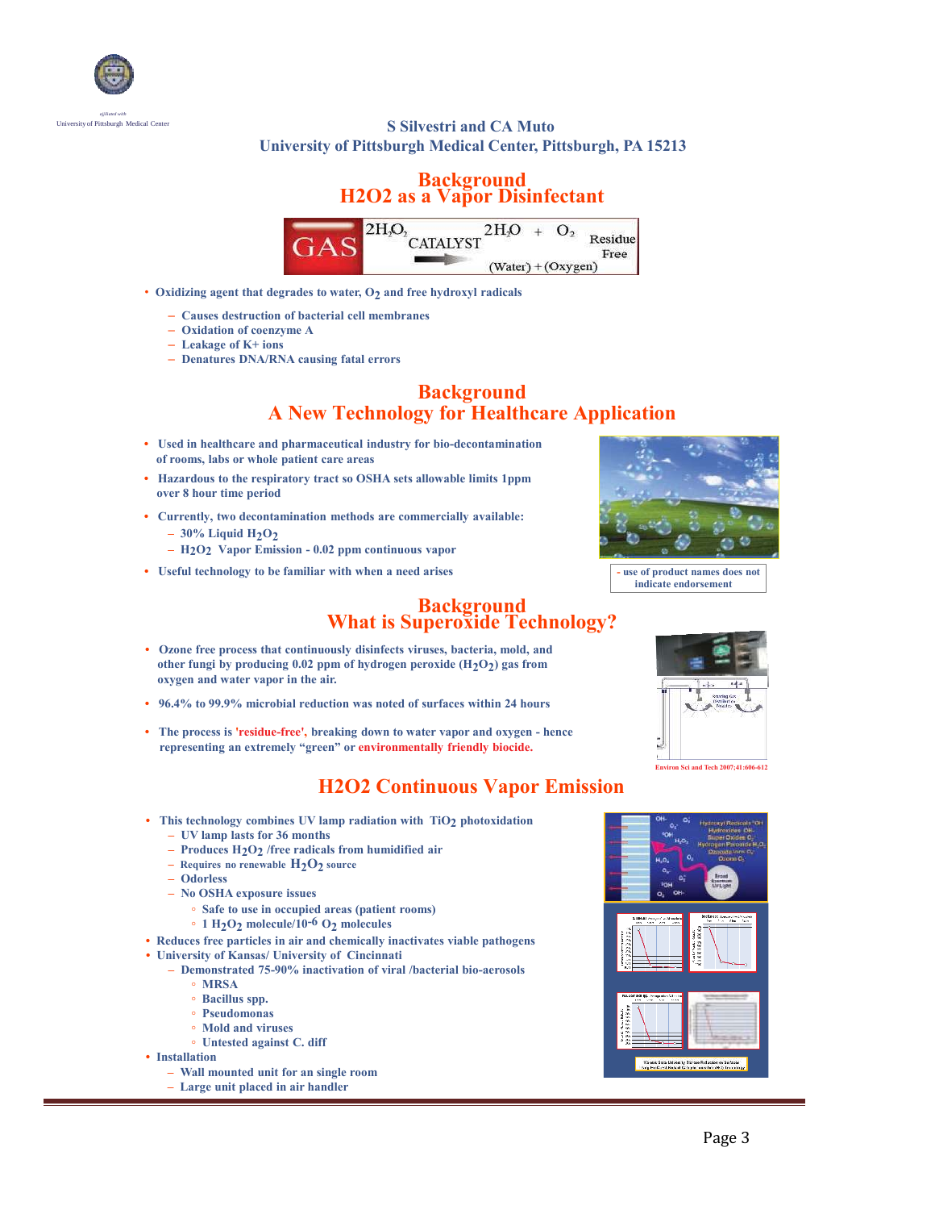affiliated with
University of Pittsburgh Medical Center

S Silvestri and CA Muto
University of Pittsburgh Medical Center, Pittsburgh, PA 15213

## Background
## H2O2 as a Vapor Disinfectant

GAS $2H_2O_2$ CATALYST $2H_2O$ + $O_2$ (Water) + (Oxygen) Residue Free

- Oxidizing agent that degrades to water, $O_2$ and free hydroxyl radicals
  - Causes destruction of bacterial cell membranes
  - Oxidation of coenzyme A
  - Leakage of K+ ions
  - Denatures DNA/RNA causing fatal errors

## Background
## A New Technology for Healthcare Application

- Used in healthcare and pharmaceutical industry for bio-decontamination of rooms, labs or whole patient care areas
- Hazardous to the respiratory tract so OSHA sets allowable limits 1ppm over 8 hour time period
- Currently, two decontamination methods are commercially available:
  - 30% Liquid $H_2O_2$
  - $H_2O_2$ Vapor Emission - 0.02 ppm continuous vapor
- Useful technology to be familiar with when a need arises

- use of product names does not indicate endorsement

## Background
## What is Superoxide Technology?

- Ozone free process that continuously disinfects viruses, bacteria, mold, and other fungi by producing 0.02 ppm of hydrogen peroxide ($H_2O_2$) gas from oxygen and water vapor in the air.
- 96.4% to 99.9% microbial reduction was noted of surfaces within 24 hours
- The process is 'residue-free', breaking down to water vapor and oxygen - hence representing an extremely "green" or environmentally friendly biocide.

Environ Sci and Tech 2007;41:606-612

## H2O2 Continuous Vapor Emission

- This technology combines UV lamp radiation with $TiO_2$ photoxidation
  - UV lamp lasts for 36 months
  - Produces $H_2O_2$ /free radicals from humidified air
  - Requires no renewable $H_2O_2$ source
  - Odorless
  - No OSHA exposure issues
    - Safe to use in occupied areas (patient rooms)
    - 1 $H_2O_2$ molecule/$10^{-6}$ $O_2$ molecules
- Reduces free particles in air and chemically inactivates viable pathogens
- University of Kansas/ University of Cincinnati
  - Demonstrated 75-90% inactivation of viral /bacterial bio-aerosols
    - MRSA
    - Bacillus spp.
    - Pseudomonas
    - Mold and viruses
    - Untested against C. diff
- Installation
  - Wall mounted unit for an single room
  - Large unit placed in air handler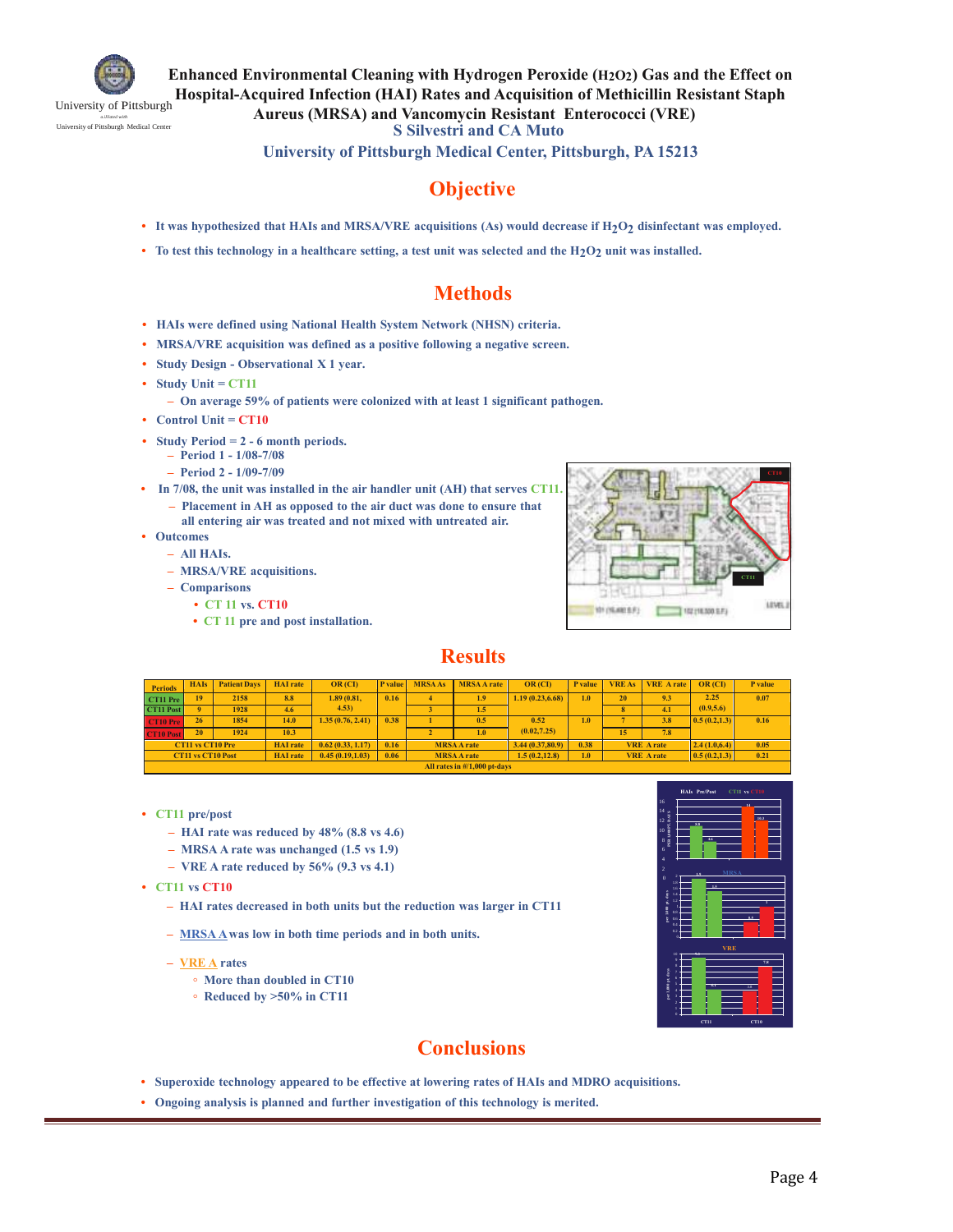University of Pittsburgh

University of Pittsburgh Medical Center

# Enhanced Environmental Cleaning with Hydrogen Peroxide ($H_2O_2$) Gas and the Effect on Hospital-Acquired Infection (HAI) Rates and Acquisition of Methicillin Resistant Staph Aureus (MRSA) and Vancomycin Resistant Enterococci (VRE)

S Silvestri and CA Muto

University of Pittsburgh Medical Center, Pittsburgh, PA 15213

## Objective

- It was hypothesized that HAIs and MRSA/VRE acquisitions (As) would decrease if $H_2O_2$ disinfectant was employed.
- To test this technology in a healthcare setting, a test unit was selected and the $H_2O_2$ unit was installed.

## Methods

- HAIs were defined using National Health System Network (NHSN) criteria.
- MRSA/VRE acquisition was defined as a positive following a negative screen.
- Study Design - Observational X 1 year.
- Study Unit = CT11
  - On average 59% of patients were colonized with at least 1 significant pathogen.
- Control Unit = CT10
- Study Period = 2 - 6 month periods.
  - Period 1 - 1/08-7/08
  - Period 2 - 1/09-7/09
- In 7/08, the unit was installed in the air handler unit (AH) that serves CT11.
  - Placement in AH as opposed to the air duct was done to ensure that all entering air was treated and not mixed with untreated air.
- Outcomes
  - All HAIs.
  - MRSA/VRE acquisitions.
  - Comparisons
    - CT 11 vs. CT10
    - CT 11 pre and post installation.

CT10

CT11

## Results

| Periods | HAIs | Patient Days | HAI rate | OR (CI) | P value | MRSA As | MRSA A rate | OR (CI) | P value | VRE As | VRE A rate | OR (CI) | P value |
|---|---|---|---|---|---|---|---|---|---|---|---|---|---|
| CT11 Pre | 19 | 2158 | 8.8 | 1.89 (0.81, 4.53) | 0.16 | 4 | 1.9 | 1.19 (0.23,6.68) | 1.0 | 20 | 9.3 | 2.25 (0.9,5.6) | 0.07 |
| CT11 Post | 9 | 1928 | 4.6 | | | 3 | 1.5 | | | 8 | 4.1 | | |
| CT10 Pre | 26 | 1854 | 14.0 | 1.35 (0.76, 2.41) | 0.38 | 1 | 0.5 | 0.52 (0.02,7.25) | 1.0 | 7 | 3.8 | 0.5 (0.2,1.3) | 0.16 |
| CT10 Post | 20 | 1924 | 10.3 | | | 2 | 1.0 | | | 15 | 7.8 | | |
| CT11 vs CT10 Pre | | | HAI rate | 0.62 (0.33, 1.17) | 0.16 | MRSA A rate | | 3.44 (0.37,80.9) | 0.38 | VRE A rate | | 2.4 (1.0,6.4) | 0.05 |
| CT11 vs CT10 Post | | | HAI rate | 0.45 (0.19,1.03) | 0.06 | MRSA A rate | | 1.5 (0.2,12.8) | 1.0 | VRE A rate | | 0.5 (0.2,1.3) | 0.21 |
| All rates in #/1,000 pt-days | | | | | | | | | | | | | |

- CT11 pre/post
  - HAI rate was reduced by 48% (8.8 vs 4.6)
  - MRSA A rate was unchanged (1.5 vs 1.9)
  - VRE A rate reduced by 56% (9.3 vs 4.1)
- CT11 vs CT10
  - HAI rates decreased in both units but the reduction was larger in CT11
  - MRSA A was low in both time periods and in both units.
  - VRE A rates
    - More than doubled in CT10
    - Reduced by >50% in CT11

HAIs Pre/Post CT11 vs CT10

MRSA

VRE

CT11 CT10

## Conclusions

- Superoxide technology appeared to be effective at lowering rates of HAIs and MDRO acquisitions.
- Ongoing analysis is planned and further investigation of this technology is merited.